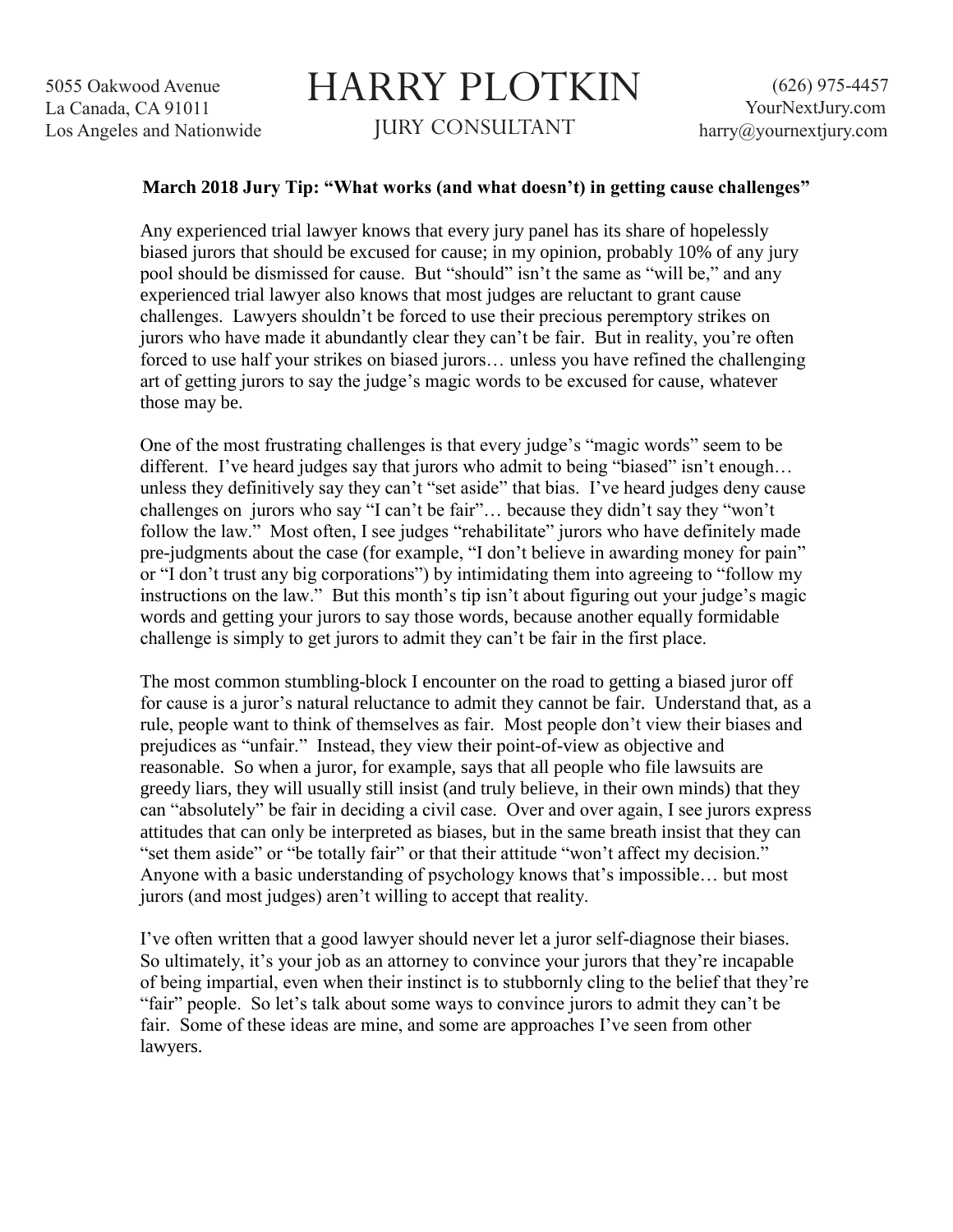5055 Oakwood Avenue
La Canada, CA 91011
Los Angeles and Nationwide

# HARRY PLOTKIN

JURY CONSULTANT

(626) 975-4457
YourNextJury.com
harry@yournextjury.com

**March 2018 Jury Tip: "What works (and what doesn't) in getting cause challenges"**

Any experienced trial lawyer knows that every jury panel has its share of hopelessly biased jurors that should be excused for cause; in my opinion, probably 10% of any jury pool should be dismissed for cause. But "should" isn't the same as "will be," and any experienced trial lawyer also knows that most judges are reluctant to grant cause challenges. Lawyers shouldn't be forced to use their precious peremptory strikes on jurors who have made it abundantly clear they can't be fair. But in reality, you're often forced to use half your strikes on biased jurors… unless you have refined the challenging art of getting jurors to say the judge's magic words to be excused for cause, whatever those may be.

One of the most frustrating challenges is that every judge's "magic words" seem to be different. I've heard judges say that jurors who admit to being "biased" isn't enough… unless they definitively say they can't "set aside" that bias. I've heard judges deny cause challenges on jurors who say "I can't be fair"… because they didn't say they "won't follow the law." Most often, I see judges "rehabilitate" jurors who have definitely made pre-judgments about the case (for example, "I don't believe in awarding money for pain" or "I don't trust any big corporations") by intimidating them into agreeing to "follow my instructions on the law." But this month's tip isn't about figuring out your judge's magic words and getting your jurors to say those words, because another equally formidable challenge is simply to get jurors to admit they can't be fair in the first place.

The most common stumbling-block I encounter on the road to getting a biased juror off for cause is a juror's natural reluctance to admit they cannot be fair. Understand that, as a rule, people want to think of themselves as fair. Most people don't view their biases and prejudices as "unfair." Instead, they view their point-of-view as objective and reasonable. So when a juror, for example, says that all people who file lawsuits are greedy liars, they will usually still insist (and truly believe, in their own minds) that they can "absolutely" be fair in deciding a civil case. Over and over again, I see jurors express attitudes that can only be interpreted as biases, but in the same breath insist that they can "set them aside" or "be totally fair" or that their attitude "won't affect my decision." Anyone with a basic understanding of psychology knows that's impossible… but most jurors (and most judges) aren't willing to accept that reality.

I've often written that a good lawyer should never let a juror self-diagnose their biases. So ultimately, it's your job as an attorney to convince your jurors that they're incapable of being impartial, even when their instinct is to stubbornly cling to the belief that they're "fair" people. So let's talk about some ways to convince jurors to admit they can't be fair. Some of these ideas are mine, and some are approaches I've seen from other lawyers.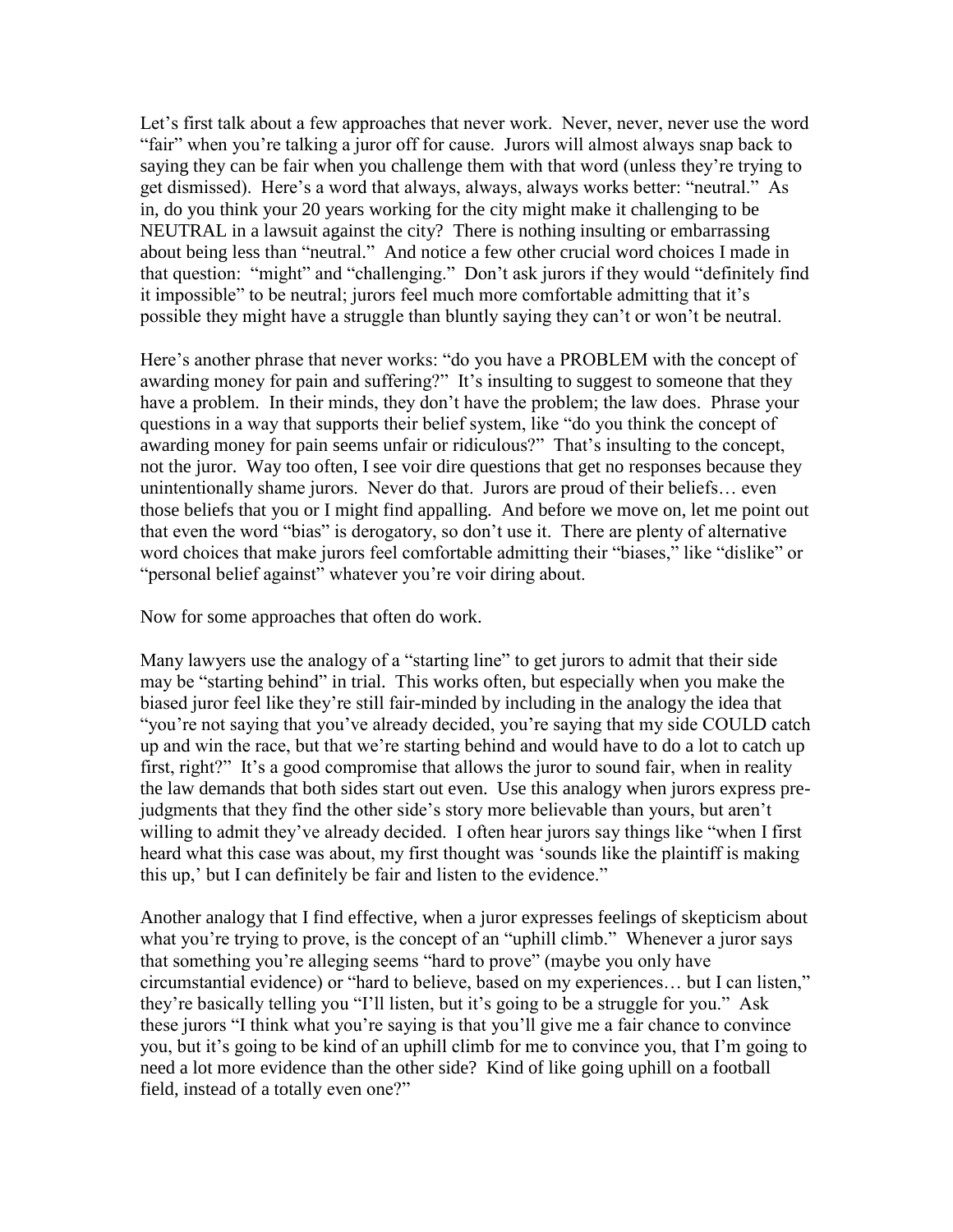Let's first talk about a few approaches that never work. Never, never, never use the word "fair" when you're talking a juror off for cause. Jurors will almost always snap back to saying they can be fair when you challenge them with that word (unless they're trying to get dismissed). Here's a word that always, always, always works better: "neutral." As in, do you think your 20 years working for the city might make it challenging to be NEUTRAL in a lawsuit against the city? There is nothing insulting or embarrassing about being less than "neutral." And notice a few other crucial word choices I made in that question: "might" and "challenging." Don't ask jurors if they would "definitely find it impossible" to be neutral; jurors feel much more comfortable admitting that it's possible they might have a struggle than bluntly saying they can't or won't be neutral.

Here's another phrase that never works: "do you have a PROBLEM with the concept of awarding money for pain and suffering?" It's insulting to suggest to someone that they have a problem. In their minds, they don't have the problem; the law does. Phrase your questions in a way that supports their belief system, like "do you think the concept of awarding money for pain seems unfair or ridiculous?" That's insulting to the concept, not the juror. Way too often, I see voir dire questions that get no responses because they unintentionally shame jurors. Never do that. Jurors are proud of their beliefs… even those beliefs that you or I might find appalling. And before we move on, let me point out that even the word "bias" is derogatory, so don't use it. There are plenty of alternative word choices that make jurors feel comfortable admitting their "biases," like "dislike" or "personal belief against" whatever you're voir diring about.

Now for some approaches that often do work.

Many lawyers use the analogy of a "starting line" to get jurors to admit that their side may be "starting behind" in trial. This works often, but especially when you make the biased juror feel like they're still fair-minded by including in the analogy the idea that "you're not saying that you've already decided, you're saying that my side COULD catch up and win the race, but that we're starting behind and would have to do a lot to catch up first, right?" It's a good compromise that allows the juror to sound fair, when in reality the law demands that both sides start out even. Use this analogy when jurors express pre-judgments that they find the other side's story more believable than yours, but aren't willing to admit they've already decided. I often hear jurors say things like "when I first heard what this case was about, my first thought was 'sounds like the plaintiff is making this up,' but I can definitely be fair and listen to the evidence."

Another analogy that I find effective, when a juror expresses feelings of skepticism about what you're trying to prove, is the concept of an "uphill climb." Whenever a juror says that something you're alleging seems "hard to prove" (maybe you only have circumstantial evidence) or "hard to believe, based on my experiences… but I can listen," they're basically telling you "I'll listen, but it's going to be a struggle for you." Ask these jurors "I think what you're saying is that you'll give me a fair chance to convince you, but it's going to be kind of an uphill climb for me to convince you, that I'm going to need a lot more evidence than the other side? Kind of like going uphill on a football field, instead of a totally even one?"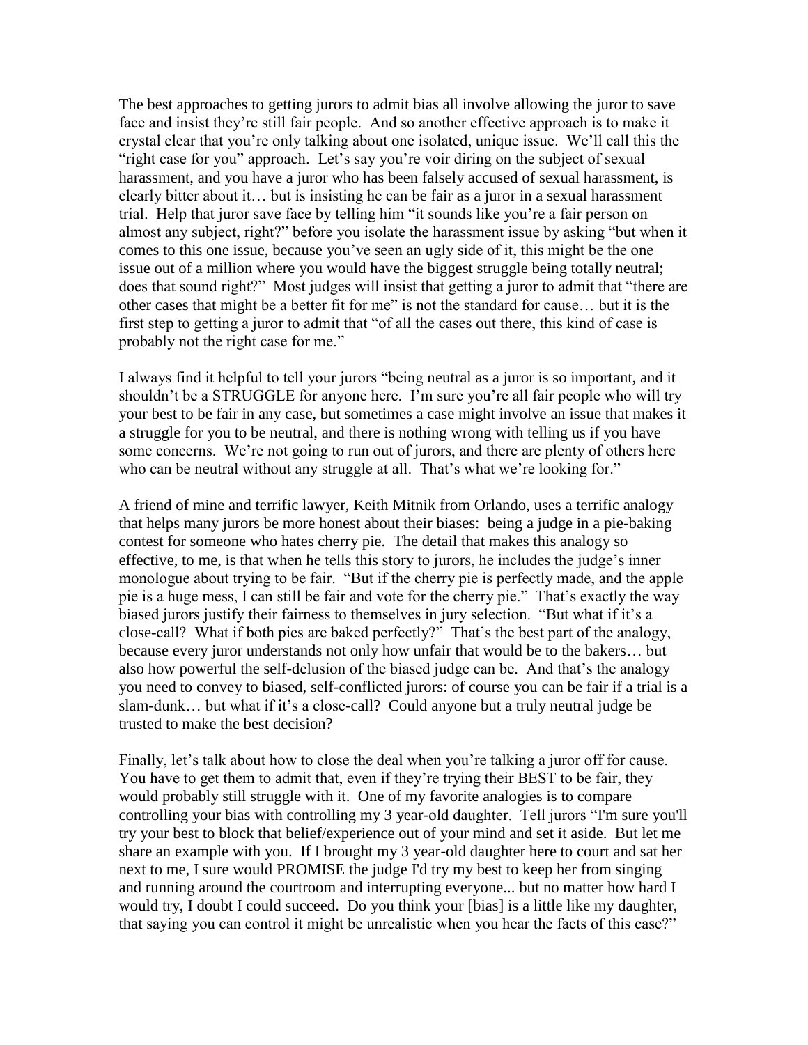The best approaches to getting jurors to admit bias all involve allowing the juror to save face and insist they're still fair people. And so another effective approach is to make it crystal clear that you're only talking about one isolated, unique issue. We'll call this the "right case for you" approach. Let's say you're voir diring on the subject of sexual harassment, and you have a juror who has been falsely accused of sexual harassment, is clearly bitter about it… but is insisting he can be fair as a juror in a sexual harassment trial. Help that juror save face by telling him "it sounds like you're a fair person on almost any subject, right?" before you isolate the harassment issue by asking "but when it comes to this one issue, because you've seen an ugly side of it, this might be the one issue out of a million where you would have the biggest struggle being totally neutral; does that sound right?" Most judges will insist that getting a juror to admit that "there are other cases that might be a better fit for me" is not the standard for cause… but it is the first step to getting a juror to admit that "of all the cases out there, this kind of case is probably not the right case for me."

I always find it helpful to tell your jurors "being neutral as a juror is so important, and it shouldn't be a STRUGGLE for anyone here. I'm sure you're all fair people who will try your best to be fair in any case, but sometimes a case might involve an issue that makes it a struggle for you to be neutral, and there is nothing wrong with telling us if you have some concerns. We're not going to run out of jurors, and there are plenty of others here who can be neutral without any struggle at all. That's what we're looking for."

A friend of mine and terrific lawyer, Keith Mitnik from Orlando, uses a terrific analogy that helps many jurors be more honest about their biases: being a judge in a pie-baking contest for someone who hates cherry pie. The detail that makes this analogy so effective, to me, is that when he tells this story to jurors, he includes the judge's inner monologue about trying to be fair. "But if the cherry pie is perfectly made, and the apple pie is a huge mess, I can still be fair and vote for the cherry pie." That's exactly the way biased jurors justify their fairness to themselves in jury selection. "But what if it's a close-call? What if both pies are baked perfectly?" That's the best part of the analogy, because every juror understands not only how unfair that would be to the bakers… but also how powerful the self-delusion of the biased judge can be. And that's the analogy you need to convey to biased, self-conflicted jurors: of course you can be fair if a trial is a slam-dunk… but what if it's a close-call? Could anyone but a truly neutral judge be trusted to make the best decision?

Finally, let's talk about how to close the deal when you're talking a juror off for cause. You have to get them to admit that, even if they're trying their BEST to be fair, they would probably still struggle with it. One of my favorite analogies is to compare controlling your bias with controlling my 3 year-old daughter. Tell jurors "I'm sure you'll try your best to block that belief/experience out of your mind and set it aside. But let me share an example with you. If I brought my 3 year-old daughter here to court and sat her next to me, I sure would PROMISE the judge I'd try my best to keep her from singing and running around the courtroom and interrupting everyone... but no matter how hard I would try, I doubt I could succeed. Do you think your [bias] is a little like my daughter, that saying you can control it might be unrealistic when you hear the facts of this case?"